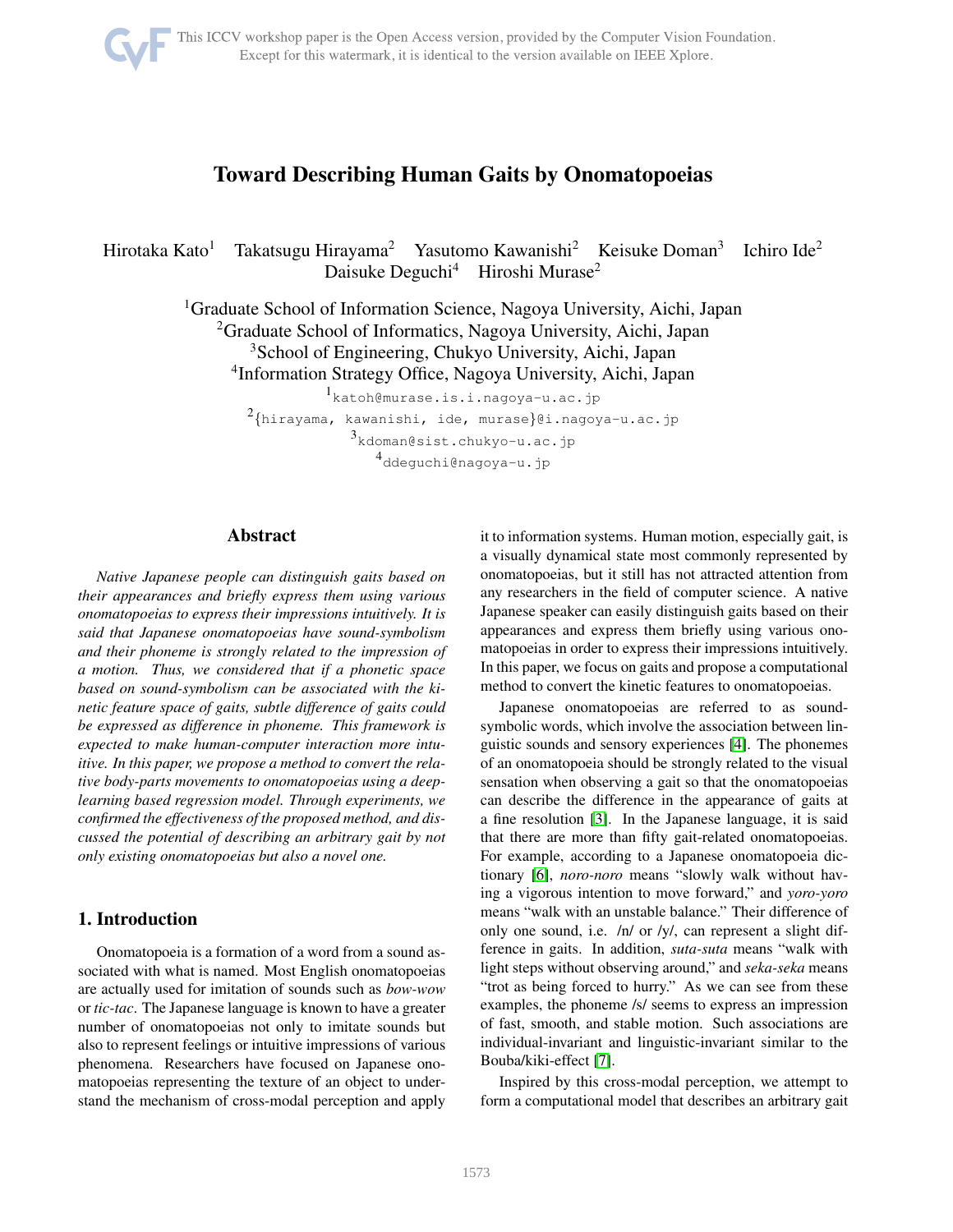# Toward Describing Human Gaits by Onomatopoeias

Hirotaka Kato[1] Takatsugu Hirayama[2] Yasutomo Kawanishi[2] Keisuke Doman[3] Ichiro Ide[2] Daisuke Deguchi[4] Hiroshi Murase[2]

[1]Graduate School of Information Science, Nagoya University, Aichi, Japan
[2]Graduate School of Informatics, Nagoya University, Aichi, Japan
[3]School of Engineering, Chukyo University, Aichi, Japan
[4]Information Strategy Office, Nagoya University, Aichi, Japan

[1]katoh@murase.is.i.nagoya-u.ac.jp
[2]{hirayama, kawanishi, ide, murase}@i.nagoya-u.ac.jp
[3]kdoman@sist.chukyo-u.ac.jp
[4]ddeguchi@nagoya-u.jp

## Abstract

*Native Japanese people can distinguish gaits based on their appearances and briefly express them using various onomatopoeias to express their impressions intuitively. It is said that Japanese onomatopoeias have sound-symbolism and their phoneme is strongly related to the impression of a motion. Thus, we considered that if a phonetic space based on sound-symbolism can be associated with the kinetic feature space of gaits, subtle difference of gaits could be expressed as difference in phoneme. This framework is expected to make human-computer interaction more intuitive. In this paper, we propose a method to convert the relative body-parts movements to onomatopoeias using a deep-learning based regression model. Through experiments, we confirmed the effectiveness of the proposed method, and discussed the potential of describing an arbitrary gait by not only existing onomatopoeias but also a novel one.*

## 1. Introduction

Onomatopoeia is a formation of a word from a sound associated with what is named. Most English onomatopoeias are actually used for imitation of sounds such as *bow-wow* or *tic-tac*. The Japanese language is known to have a greater number of onomatopoeias not only to imitate sounds but also to represent feelings or intuitive impressions of various phenomena. Researchers have focused on Japanese onomatopoeias representing the texture of an object to understand the mechanism of cross-modal perception and apply it to information systems. Human motion, especially gait, is a visually dynamical state most commonly represented by onomatopoeias, but it still has not attracted attention from any researchers in the field of computer science. A native Japanese speaker can easily distinguish gaits based on their appearances and express them briefly using various onomatopoeias in order to express their impressions intuitively. In this paper, we focus on gaits and propose a computational method to convert the kinetic features to onomatopoeias.

Japanese onomatopoeias are referred to as sound-symbolic words, which involve the association between linguistic sounds and sensory experiences [4]. The phonemes of an onomatopoeia should be strongly related to the visual sensation when observing a gait so that the onomatopoeias can describe the difference in the appearance of gaits at a fine resolution [3]. In the Japanese language, it is said that there are more than fifty gait-related onomatopoeias. For example, according to a Japanese onomatopoeia dictionary [6], *noro-noro* means "slowly walk without having a vigorous intention to move forward," and *yoro-yoro* means "walk with an unstable balance." Their difference of only one sound, i.e. /n/ or /y/, can represent a slight difference in gaits. In addition, *suta-suta* means "walk with light steps without observing around," and *seka-seka* means "trot as being forced to hurry." As we can see from these examples, the phoneme /s/ seems to express an impression of fast, smooth, and stable motion. Such associations are individual-invariant and linguistic-invariant similar to the Bouba/kiki-effect [7].

Inspired by this cross-modal perception, we attempt to form a computational model that describes an arbitrary gait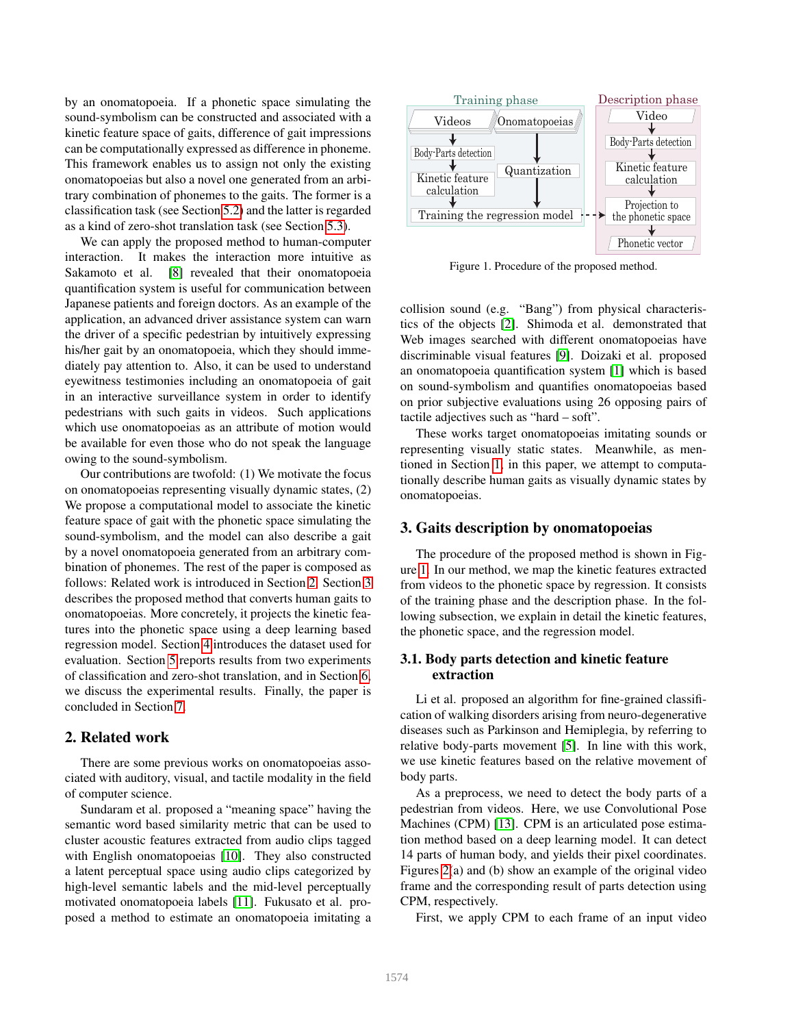by an onomatopoeia. If a phonetic space simulating the sound-symbolism can be constructed and associated with a kinetic feature space of gaits, difference of gait impressions can be computationally expressed as difference in phoneme. This framework enables us to assign not only the existing onomatopoeias but also a novel one generated from an arbitrary combination of phonemes to the gaits. The former is a classification task (see Section 5.2) and the latter is regarded as a kind of zero-shot translation task (see Section 5.3).

We can apply the proposed method to human-computer interaction. It makes the interaction more intuitive as Sakamoto et al. [8] revealed that their onomatopoeia quantification system is useful for communication between Japanese patients and foreign doctors. As an example of the application, an advanced driver assistance system can warn the driver of a specific pedestrian by intuitively expressing his/her gait by an onomatopoeia, which they should immediately pay attention to. Also, it can be used to understand eyewitness testimonies including an onomatopoeia of gait in an interactive surveillance system in order to identify pedestrians with such gaits in videos. Such applications which use onomatopoeias as an attribute of motion would be available for even those who do not speak the language owing to the sound-symbolism.

Our contributions are twofold: (1) We motivate the focus on onomatopoeias representing visually dynamic states, (2) We propose a computational model to associate the kinetic feature space of gait with the phonetic space simulating the sound-symbolism, and the model can also describe a gait by a novel onomatopoeia generated from an arbitrary combination of phonemes. The rest of the paper is composed as follows: Related work is introduced in Section 2. Section 3 describes the proposed method that converts human gaits to onomatopoeias. More concretely, it projects the kinetic features into the phonetic space using a deep learning based regression model. Section 4 introduces the dataset used for evaluation. Section 5 reports results from two experiments of classification and zero-shot translation, and in Section 6, we discuss the experimental results. Finally, the paper is concluded in Section 7.

## 2. Related work

There are some previous works on onomatopoeias associated with auditory, visual, and tactile modality in the field of computer science.

Sundaram et al. proposed a "meaning space" having the semantic word based similarity metric that can be used to cluster acoustic features extracted from audio clips tagged with English onomatopoeias [10]. They also constructed a latent perceptual space using audio clips categorized by high-level semantic labels and the mid-level perceptually motivated onomatopoeia labels [11]. Fukusato et al. proposed a method to estimate an onomatopoeia imitating a collision sound (e.g. "Bang") from physical characteristics of the objects [2]. Shimoda et al. demonstrated that Web images searched with different onomatopoeias have discriminable visual features [9]. Doizaki et al. proposed an onomatopoeia quantification system [1] which is based on sound-symbolism and quantifies onomatopoeias based on prior subjective evaluations using 26 opposing pairs of tactile adjectives such as "hard – soft".

These works target onomatopoeias imitating sounds or representing visually static states. Meanwhile, as mentioned in Section 1, in this paper, we attempt to computationally describe human gaits as visually dynamic states by onomatopoeias.

Training phase: Videos → Body-Parts detection → Kinetic feature calculation → Training the regression model; Onomatopoeias → Quantization → Training the regression model. Description phase: Video → Body-Parts detection → Kinetic feature calculation → Projection to the phonetic space → Phonetic vector

Figure 1. Procedure of the proposed method.

## 3. Gaits description by onomatopoeias

The procedure of the proposed method is shown in Figure 1. In our method, we map the kinetic features extracted from videos to the phonetic space by regression. It consists of the training phase and the description phase. In the following subsection, we explain in detail the kinetic features, the phonetic space, and the regression model.

### 3.1. Body parts detection and kinetic feature extraction

Li et al. proposed an algorithm for fine-grained classification of walking disorders arising from neuro-degenerative diseases such as Parkinson and Hemiplegia, by referring to relative body-parts movement [5]. In line with this work, we use kinetic features based on the relative movement of body parts.

As a preprocess, we need to detect the body parts of a pedestrian from videos. Here, we use Convolutional Pose Machines (CPM) [13]. CPM is an articulated pose estimation method based on a deep learning model. It can detect 14 parts of human body, and yields their pixel coordinates. Figures 2(a) and (b) show an example of the original video frame and the corresponding result of parts detection using CPM, respectively.

First, we apply CPM to each frame of an input video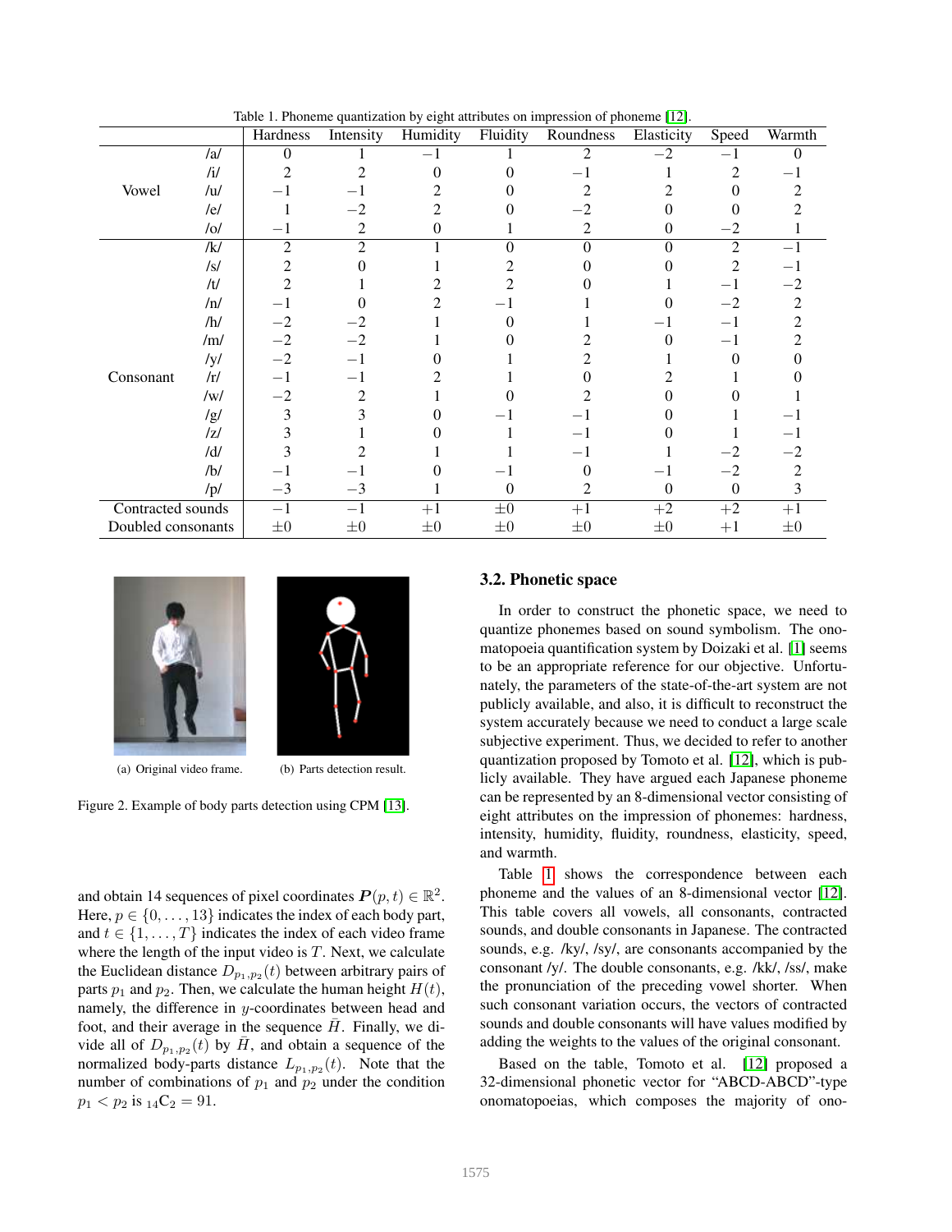Table 1. Phoneme quantization by eight attributes on impression of phoneme [12].

| | | Hardness | Intensity | Humidity | Fluidity | Roundness | Elasticity | Speed | Warmth |
|---|---|---|---|---|---|---|---|---|---|
| Vowel | /a/ | 0 | 1 | −1 | 1 | 2 | −2 | −1 | 0 |
| | /i/ | 2 | 2 | 0 | 0 | −1 | 1 | 2 | −1 |
| | /u/ | −1 | −1 | 2 | 0 | 2 | 2 | 0 | 2 |
| | /e/ | 1 | −2 | 2 | 0 | −2 | 0 | 0 | 2 |
| | /o/ | −1 | 2 | 0 | 1 | 2 | 0 | −2 | 1 |
| Consonant | /k/ | 2 | 2 | 1 | 0 | 0 | 0 | 2 | −1 |
| | /s/ | 2 | 0 | 1 | 2 | 0 | 0 | 2 | −1 |
| | /t/ | 2 | 1 | 2 | 2 | 0 | 1 | −1 | −2 |
| | /n/ | −1 | 0 | 2 | −1 | 1 | 0 | −2 | 2 |
| | /h/ | −2 | −2 | 1 | 0 | 1 | −1 | −1 | 2 |
| | /m/ | −2 | −2 | 1 | 0 | 2 | 0 | −1 | 2 |
| | /y/ | −2 | −1 | 0 | 1 | 2 | 1 | 0 | 0 |
| | /r/ | −1 | −1 | 2 | 1 | 0 | 2 | 1 | 0 |
| | /w/ | −2 | 2 | 1 | 0 | 2 | 0 | 0 | 1 |
| | /g/ | 3 | 3 | 0 | −1 | −1 | 0 | 1 | −1 |
| | /z/ | 3 | 1 | 0 | 1 | −1 | 0 | 1 | −1 |
| | /d/ | 3 | 2 | 1 | 1 | −1 | 1 | −2 | −2 |
| | /b/ | −1 | −1 | 0 | −1 | 0 | −1 | −2 | 2 |
| | /p/ | −3 | −3 | 1 | 0 | 2 | 0 | 0 | 3 |
| Contracted sounds | | −1 | −1 | +1 | ±0 | +1 | +2 | +2 | +1 |
| Doubled consonants | | ±0 | ±0 | ±0 | ±0 | ±0 | ±0 | +1 | ±0 |

(a) Original video frame. (b) Parts detection result.

Figure 2. Example of body parts detection using CPM [13].

and obtain 14 sequences of pixel coordinates $\boldsymbol{P}(p,t) \in \mathbb{R}^2$. Here, $p \in \{0,\ldots,13\}$ indicates the index of each body part, and $t \in \{1,\ldots,T\}$ indicates the index of each video frame where the length of the input video is $T$. Next, we calculate the Euclidean distance $D_{p_1,p_2}(t)$ between arbitrary pairs of parts $p_1$ and $p_2$. Then, we calculate the human height $H(t)$, namely, the difference in $y$-coordinates between head and foot, and their average in the sequence $\bar{H}$. Finally, we divide all of $D_{p_1,p_2}(t)$ by $\bar{H}$, and obtain a sequence of the normalized body-parts distance $L_{p_1,p_2}(t)$. Note that the number of combinations of $p_1$ and $p_2$ under the condition $p_1 < p_2$ is ${}_{14}\mathrm{C}_2 = 91$.

### 3.2. Phonetic space

In order to construct the phonetic space, we need to quantize phonemes based on sound symbolism. The onomatopoeia quantification system by Doizaki et al. [1] seems to be an appropriate reference for our objective. Unfortunately, the parameters of the state-of-the-art system are not publicly available, and also, it is difficult to reconstruct the system accurately because we need to conduct a large scale subjective experiment. Thus, we decided to refer to another quantization proposed by Tomoto et al. [12], which is publicly available. They have argued each Japanese phoneme can be represented by an 8-dimensional vector consisting of eight attributes on the impression of phonemes: hardness, intensity, humidity, fluidity, roundness, elasticity, speed, and warmth.

Table 1 shows the correspondence between each phoneme and the values of an 8-dimensional vector [12]. This table covers all vowels, all consonants, contracted sounds, and double consonants in Japanese. The contracted sounds, e.g. /ky/, /sy/, are consonants accompanied by the consonant /y/. The double consonants, e.g. /kk/, /ss/, make the pronunciation of the preceding vowel shorter. When such consonant variation occurs, the vectors of contracted sounds and double consonants will have values modified by adding the weights to the values of the original consonant.

Based on the table, Tomoto et al. [12] proposed a 32-dimensional phonetic vector for "ABCD-ABCD"-type onomatopoeias, which composes the majority of ono-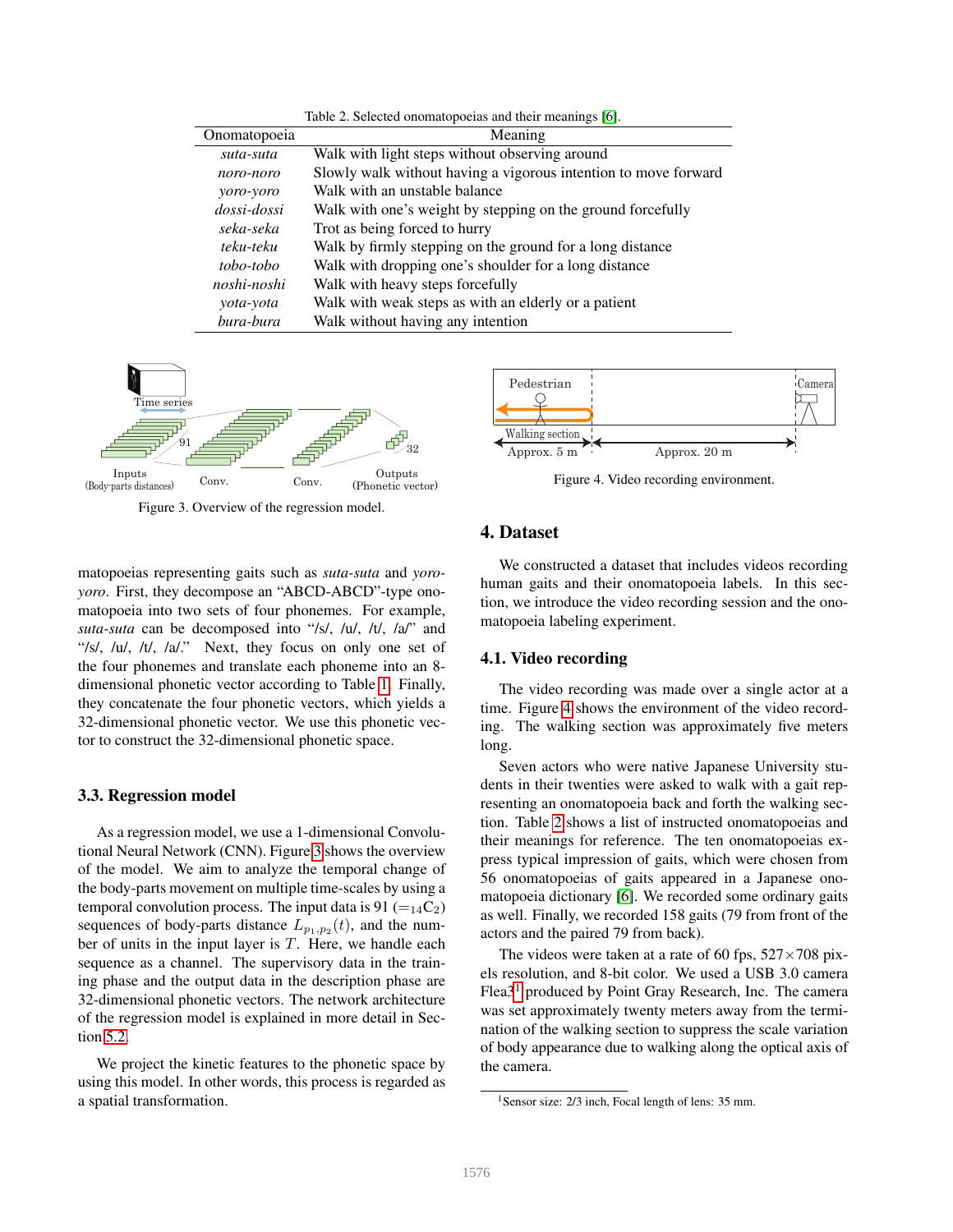Table 2. Selected onomatopoeias and their meanings [6].

| Onomatopoeia | Meaning |
|---|---|
| *suta-suta* | Walk with light steps without observing around |
| *noro-noro* | Slowly walk without having a vigorous intention to move forward |
| *yoro-yoro* | Walk with an unstable balance |
| *dossi-dossi* | Walk with one's weight by stepping on the ground forcefully |
| *seka-seka* | Trot as being forced to hurry |
| *teku-teku* | Walk by firmly stepping on the ground for a long distance |
| *tobo-tobo* | Walk with dropping one's shoulder for a long distance |
| *noshi-noshi* | Walk with heavy steps forcefully |
| *yota-yota* | Walk with weak steps as with an elderly or a patient |
| *bura-bura* | Walk without having any intention |

Figure 3. Overview of the regression model.

Figure 4. Video recording environment.

matopoeias representing gaits such as *suta-suta* and *yoro-yoro*. First, they decompose an "ABCD-ABCD"-type onomatopoeia into two sets of four phonemes. For example, *suta-suta* can be decomposed into "/s/, /u/, /t/, /a/" and "/s/, /u/, /t/, /a/." Next, they focus on only one set of the four phonemes and translate each phoneme into an 8-dimensional phonetic vector according to Table 1. Finally, they concatenate the four phonetic vectors, which yields a 32-dimensional phonetic vector. We use this phonetic vector to construct the 32-dimensional phonetic space.

### 3.3. Regression model

As a regression model, we use a 1-dimensional Convolutional Neural Network (CNN). Figure 3 shows the overview of the model. We aim to analyze the temporal change of the body-parts movement on multiple time-scales by using a temporal convolution process. The input data is 91 ($={}_{14}C_2$) sequences of body-parts distance $L_{p_1,p_2}(t)$, and the number of units in the input layer is $T$. Here, we handle each sequence as a channel. The supervisory data in the training phase and the output data in the description phase are 32-dimensional phonetic vectors. The network architecture of the regression model is explained in more detail in Section 5.2.

We project the kinetic features to the phonetic space by using this model. In other words, this process is regarded as a spatial transformation.

## 4. Dataset

We constructed a dataset that includes videos recording human gaits and their onomatopoeia labels. In this section, we introduce the video recording session and the onomatopoeia labeling experiment.

### 4.1. Video recording

The video recording was made over a single actor at a time. Figure 4 shows the environment of the video recording. The walking section was approximately five meters long.

Seven actors who were native Japanese University students in their twenties were asked to walk with a gait representing an onomatopoeia back and forth the walking section. Table 2 shows a list of instructed onomatopoeias and their meanings for reference. The ten onomatopoeias express typical impression of gaits, which were chosen from 56 onomatopoeias of gaits appeared in a Japanese onomatopoeia dictionary [6]. We recorded some ordinary gaits as well. Finally, we recorded 158 gaits (79 from front of the actors and the paired 79 from back).

The videos were taken at a rate of 60 fps, 527×708 pixels resolution, and 8-bit color. We used a USB 3.0 camera Flea3[1] produced by Point Gray Research, Inc. The camera was set approximately twenty meters away from the termination of the walking section to suppress the scale variation of body appearance due to walking along the optical axis of the camera.

[1] Sensor size: 2/3 inch, Focal length of lens: 35 mm.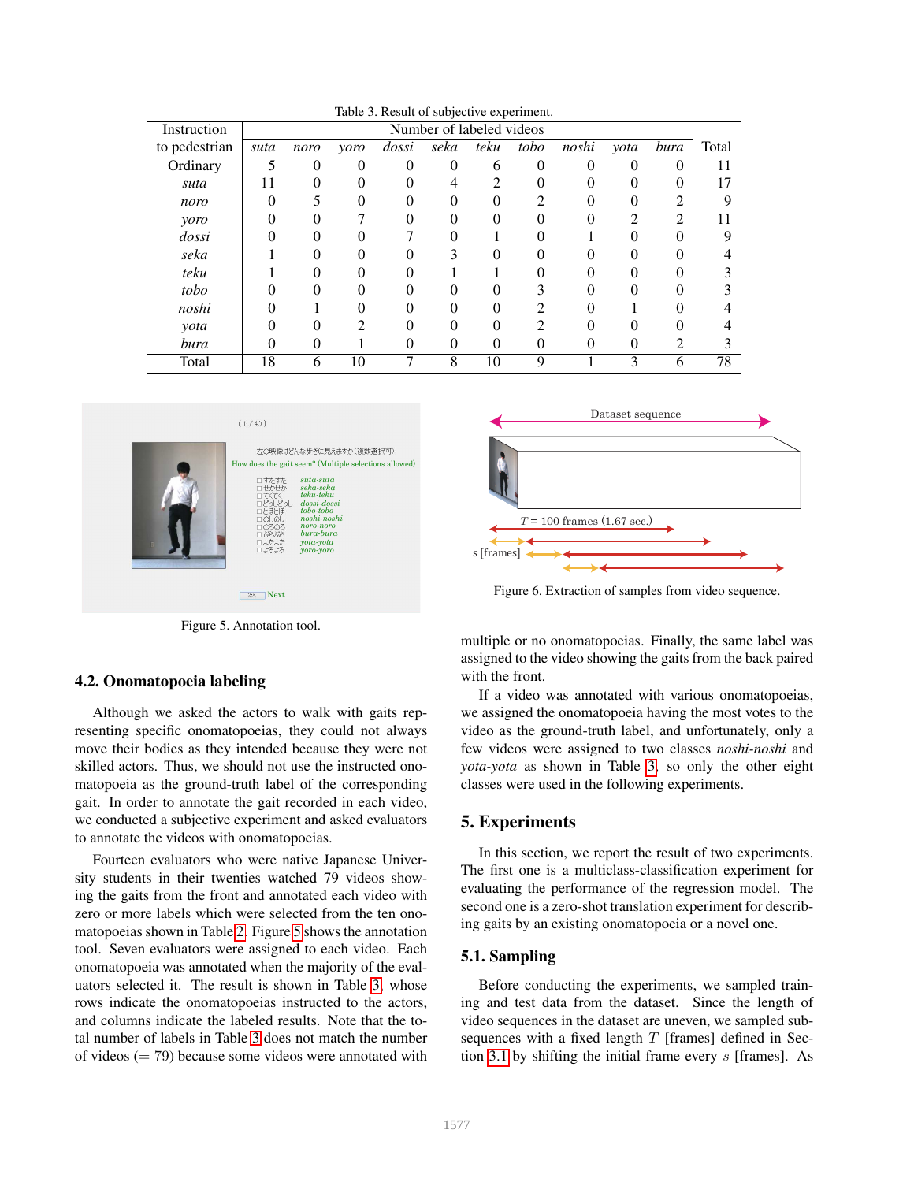Table 3. Result of subjective experiment.

| Instruction to pedestrian | Number of labeled videos | | | | | | | | | | Total |
|---|---|---|---|---|---|---|---|---|---|---|---|
| | *suta* | *noro* | *yoro* | *dossi* | *seka* | *teku* | *tobo* | *noshi* | *yota* | *bura* | |
| Ordinary | 5 | 0 | 0 | 0 | 0 | 6 | 0 | 0 | 0 | 0 | 11 |
| *suta* | 11 | 0 | 0 | 0 | 4 | 2 | 0 | 0 | 0 | 0 | 17 |
| *noro* | 0 | 5 | 0 | 0 | 0 | 0 | 2 | 0 | 0 | 2 | 9 |
| *yoro* | 0 | 0 | 7 | 0 | 0 | 0 | 0 | 0 | 2 | 2 | 11 |
| *dossi* | 0 | 0 | 0 | 7 | 0 | 1 | 0 | 1 | 0 | 0 | 9 |
| *seka* | 1 | 0 | 0 | 0 | 3 | 0 | 0 | 0 | 0 | 0 | 4 |
| *teku* | 1 | 0 | 0 | 0 | 1 | 1 | 0 | 0 | 0 | 0 | 3 |
| *tobo* | 0 | 0 | 0 | 0 | 0 | 0 | 3 | 0 | 0 | 0 | 3 |
| *noshi* | 0 | 1 | 0 | 0 | 0 | 0 | 2 | 0 | 1 | 0 | 4 |
| *yota* | 0 | 0 | 2 | 0 | 0 | 0 | 2 | 0 | 0 | 0 | 4 |
| *bura* | 0 | 0 | 1 | 0 | 0 | 0 | 0 | 0 | 0 | 2 | 3 |
| Total | 18 | 6 | 10 | 7 | 8 | 10 | 9 | 1 | 3 | 6 | 78 |

Figure 5. Annotation tool.

Figure 6. Extraction of samples from video sequence.

### 4.2. Onomatopoeia labeling

Although we asked the actors to walk with gaits representing specific onomatopoeias, they could not always move their bodies as they intended because they were not skilled actors. Thus, we should not use the instructed onomatopoeia as the ground-truth label of the corresponding gait. In order to annotate the gait recorded in each video, we conducted a subjective experiment and asked evaluators to annotate the videos with onomatopoeias.

Fourteen evaluators who were native Japanese University students in their twenties watched 79 videos showing the gaits from the front and annotated each video with zero or more labels which were selected from the ten onomatopoeias shown in Table 2. Figure 5 shows the annotation tool. Seven evaluators were assigned to each video. Each onomatopoeia was annotated when the majority of the evaluators selected it. The result is shown in Table 3, whose rows indicate the onomatopoeias instructed to the actors, and columns indicate the labeled results. Note that the total number of labels in Table 3 does not match the number of videos (= 79) because some videos were annotated with multiple or no onomatopoeias. Finally, the same label was assigned to the video showing the gaits from the back paired with the front.

If a video was annotated with various onomatopoeias, we assigned the onomatopoeia having the most votes to the video as the ground-truth label, and unfortunately, only a few videos were assigned to two classes *noshi-noshi* and *yota-yota* as shown in Table 3, so only the other eight classes were used in the following experiments.

## 5. Experiments

In this section, we report the result of two experiments. The first one is a multiclass-classification experiment for evaluating the performance of the regression model. The second one is a zero-shot translation experiment for describing gaits by an existing onomatopoeia or a novel one.

### 5.1. Sampling

Before conducting the experiments, we sampled training and test data from the dataset. Since the length of video sequences in the dataset are uneven, we sampled subsequences with a fixed length $T$ [frames] defined in Section 3.1 by shifting the initial frame every $s$ [frames]. As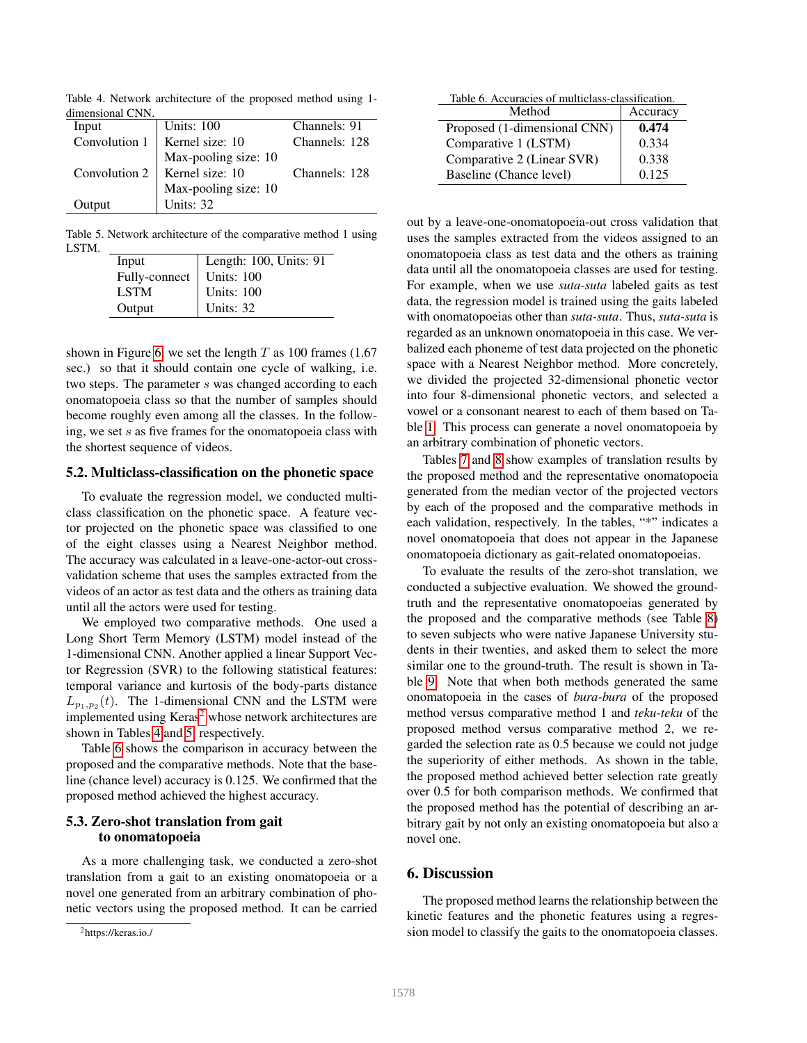Table 4. Network architecture of the proposed method using 1-dimensional CNN.

| | | |
|---|---|---|
| Input | Units: 100 | Channels: 91 |
| Convolution 1 | Kernel size: 10 | Channels: 128 |
| | Max-pooling size: 10 | |
| Convolution 2 | Kernel size: 10 | Channels: 128 |
| | Max-pooling size: 10 | |
| Output | Units: 32 | |

Table 5. Network architecture of the comparative method 1 using LSTM.

| | |
|---|---|
| Input | Length: 100, Units: 91 |
| Fully-connect | Units: 100 |
| LSTM | Units: 100 |
| Output | Units: 32 |

shown in Figure 6, we set the length $T$ as 100 frames (1.67 sec.) so that it should contain one cycle of walking, i.e. two steps. The parameter $s$ was changed according to each onomatopoeia class so that the number of samples should become roughly even among all the classes. In the following, we set $s$ as five frames for the onomatopoeia class with the shortest sequence of videos.

### 5.2. Multiclass-classification on the phonetic space

To evaluate the regression model, we conducted multiclass classification on the phonetic space. A feature vector projected on the phonetic space was classified to one of the eight classes using a Nearest Neighbor method. The accuracy was calculated in a leave-one-actor-out cross-validation scheme that uses the samples extracted from the videos of an actor as test data and the others as training data until all the actors were used for testing.

We employed two comparative methods. One used a Long Short Term Memory (LSTM) model instead of the 1-dimensional CNN. Another applied a linear Support Vector Regression (SVR) to the following statistical features: temporal variance and kurtosis of the body-parts distance $L_{p_1,p_2}(t)$. The 1-dimensional CNN and the LSTM were implemented using Keras[2] whose network architectures are shown in Tables 4 and 5, respectively.

Table 6 shows the comparison in accuracy between the proposed and the comparative methods. Note that the baseline (chance level) accuracy is 0.125. We confirmed that the proposed method achieved the highest accuracy.

### 5.3. Zero-shot translation from gait to onomatopoeia

As a more challenging task, we conducted a zero-shot translation from a gait to an existing onomatopoeia or a novel one generated from an arbitrary combination of phonetic vectors using the proposed method. It can be carried out by a leave-one-onomatopoeia-out cross validation that uses the samples extracted from the videos assigned to an onomatopoeia class as test data and the others as training data until all the onomatopoeia classes are used for testing. For example, when we use *suta-suta* labeled gaits as test data, the regression model is trained using the gaits labeled with onomatopoeias other than *suta-suta*. Thus, *suta-suta* is regarded as an unknown onomatopoeia in this case. We verbalized each phoneme of test data projected on the phonetic space with a Nearest Neighbor method. More concretely, we divided the projected 32-dimensional phonetic vector into four 8-dimensional phonetic vectors, and selected a vowel or a consonant nearest to each of them based on Table 1. This process can generate a novel onomatopoeia by an arbitrary combination of phonetic vectors.

Tables 7 and 8 show examples of translation results by the proposed method and the representative onomatopoeia generated from the median vector of the projected vectors by each of the proposed and the comparative methods in each validation, respectively. In the tables, "*" indicates a novel onomatopoeia that does not appear in the Japanese onomatopoeia dictionary as gait-related onomatopoeias.

To evaluate the results of the zero-shot translation, we conducted a subjective evaluation. We showed the ground-truth and the representative onomatopoeias generated by the proposed and the comparative methods (see Table 8) to seven subjects who were native Japanese University students in their twenties, and asked them to select the more similar one to the ground-truth. The result is shown in Table 9. Note that when both methods generated the same onomatopoeia in the cases of *bura-bura* of the proposed method versus comparative method 1 and *teku-teku* of the proposed method versus comparative method 2, we regarded the selection rate as 0.5 because we could not judge the superiority of either methods. As shown in the table, the proposed method achieved better selection rate greatly over 0.5 for both comparison methods. We confirmed that the proposed method has the potential of describing an arbitrary gait by not only an existing onomatopoeia but also a novel one.

Table 6. Accuracies of multiclass-classification.

| Method | Accuracy |
|---|---|
| Proposed (1-dimensional CNN) | **0.474** |
| Comparative 1 (LSTM) | 0.334 |
| Comparative 2 (Linear SVR) | 0.338 |
| Baseline (Chance level) | 0.125 |

## 6. Discussion

The proposed method learns the relationship between the kinetic features and the phonetic features using a regression model to classify the gaits to the onomatopoeia classes.

[2] https://keras.io./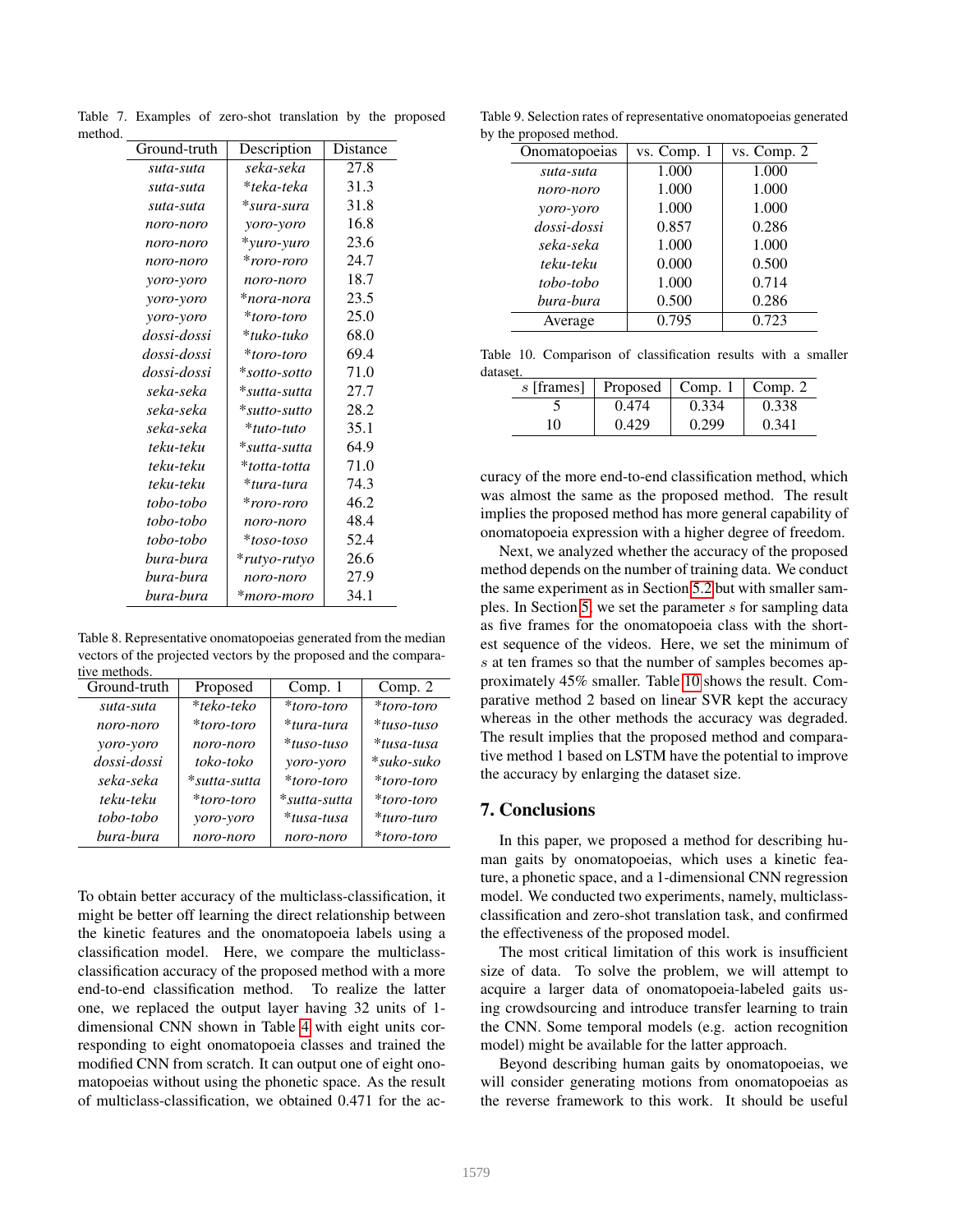Table 7. Examples of zero-shot translation by the proposed method.

| Ground-truth | Description | Distance |
|---|---|---|
| *suta-suta* | *seka-seka* | 27.8 |
| *suta-suta* | *\*teka-teka* | 31.3 |
| *suta-suta* | *\*sura-sura* | 31.8 |
| *noro-noro* | *yoro-yoro* | 16.8 |
| *noro-noro* | *\*yuro-yuro* | 23.6 |
| *noro-noro* | *\*roro-roro* | 24.7 |
| *yoro-yoro* | *noro-noro* | 18.7 |
| *yoro-yoro* | *\*nora-nora* | 23.5 |
| *yoro-yoro* | *\*toro-toro* | 25.0 |
| *dossi-dossi* | *\*tuko-tuko* | 68.0 |
| *dossi-dossi* | *\*toro-toro* | 69.4 |
| *dossi-dossi* | *\*sotto-sotto* | 71.0 |
| *seka-seka* | *\*sutta-sutta* | 27.7 |
| *seka-seka* | *\*sutto-sutto* | 28.2 |
| *seka-seka* | *\*tuto-tuto* | 35.1 |
| *teku-teku* | *\*sutta-sutta* | 64.9 |
| *teku-teku* | *\*totta-totta* | 71.0 |
| *teku-teku* | *\*tura-tura* | 74.3 |
| *tobo-tobo* | *\*roro-roro* | 46.2 |
| *tobo-tobo* | *noro-noro* | 48.4 |
| *tobo-tobo* | *\*toso-toso* | 52.4 |
| *bura-bura* | *\*rutyo-rutyo* | 26.6 |
| *bura-bura* | *noro-noro* | 27.9 |
| *bura-bura* | *\*moro-moro* | 34.1 |

Table 8. Representative onomatopoeias generated from the median vectors of the projected vectors by the proposed and the comparative methods.

| Ground-truth | Proposed | Comp. 1 | Comp. 2 |
|---|---|---|---|
| *suta-suta* | *\*teko-teko* | *\*toro-toro* | *\*toro-toro* |
| *noro-noro* | *\*toro-toro* | *\*tura-tura* | *\*tuso-tuso* |
| *yoro-yoro* | *noro-noro* | *\*tuso-tuso* | *\*tusa-tusa* |
| *dossi-dossi* | *toko-toko* | *yoro-yoro* | *\*suko-suko* |
| *seka-seka* | *\*sutta-sutta* | *\*toro-toro* | *\*toro-toro* |
| *teku-teku* | *\*toro-toro* | *\*sutta-sutta* | *\*toro-toro* |
| *tobo-tobo* | *yoro-yoro* | *\*tusa-tusa* | *\*turo-turo* |
| *bura-bura* | *noro-noro* | *noro-noro* | *\*toro-toro* |

To obtain better accuracy of the multiclass-classification, it might be better off learning the direct relationship between the kinetic features and the onomatopoeia labels using a classification model. Here, we compare the multiclass-classification accuracy of the proposed method with a more end-to-end classification method. To realize the latter one, we replaced the output layer having 32 units of 1-dimensional CNN shown in Table 4 with eight units corresponding to eight onomatopoeia classes and trained the modified CNN from scratch. It can output one of eight onomatopoeias without using the phonetic space. As the result of multiclass-classification, we obtained 0.471 for the accuracy of the more end-to-end classification method, which was almost the same as the proposed method. The result implies the proposed method has more general capability of onomatopoeia expression with a higher degree of freedom.

Table 9. Selection rates of representative onomatopoeias generated by the proposed method.

| Onomatopoeias | vs. Comp. 1 | vs. Comp. 2 |
|---|---|---|
| *suta-suta* | 1.000 | 1.000 |
| *noro-noro* | 1.000 | 1.000 |
| *yoro-yoro* | 1.000 | 1.000 |
| *dossi-dossi* | 0.857 | 0.286 |
| *seka-seka* | 1.000 | 1.000 |
| *teku-teku* | 0.000 | 0.500 |
| *tobo-tobo* | 1.000 | 0.714 |
| *bura-bura* | 0.500 | 0.286 |
| Average | 0.795 | 0.723 |

Table 10. Comparison of classification results with a smaller dataset.

| $s$ [frames] | Proposed | Comp. 1 | Comp. 2 |
|---|---|---|---|
| 5 | 0.474 | 0.334 | 0.338 |
| 10 | 0.429 | 0.299 | 0.341 |

Next, we analyzed whether the accuracy of the proposed method depends on the number of training data. We conduct the same experiment as in Section 5.2 but with smaller samples. In Section 5, we set the parameter $s$ for sampling data as five frames for the onomatopoeia class with the shortest sequence of the videos. Here, we set the minimum of $s$ at ten frames so that the number of samples becomes approximately 45% smaller. Table 10 shows the result. Comparative method 2 based on linear SVR kept the accuracy whereas in the other methods the accuracy was degraded. The result implies that the proposed method and comparative method 1 based on LSTM have the potential to improve the accuracy by enlarging the dataset size.

## 7. Conclusions

In this paper, we proposed a method for describing human gaits by onomatopoeias, which uses a kinetic feature, a phonetic space, and a 1-dimensional CNN regression model. We conducted two experiments, namely, multiclass-classification and zero-shot translation task, and confirmed the effectiveness of the proposed model.

The most critical limitation of this work is insufficient size of data. To solve the problem, we will attempt to acquire a larger data of onomatopoeia-labeled gaits using crowdsourcing and introduce transfer learning to train the CNN. Some temporal models (e.g. action recognition model) might be available for the latter approach.

Beyond describing human gaits by onomatopoeias, we will consider generating motions from onomatopoeias as the reverse framework to this work. It should be useful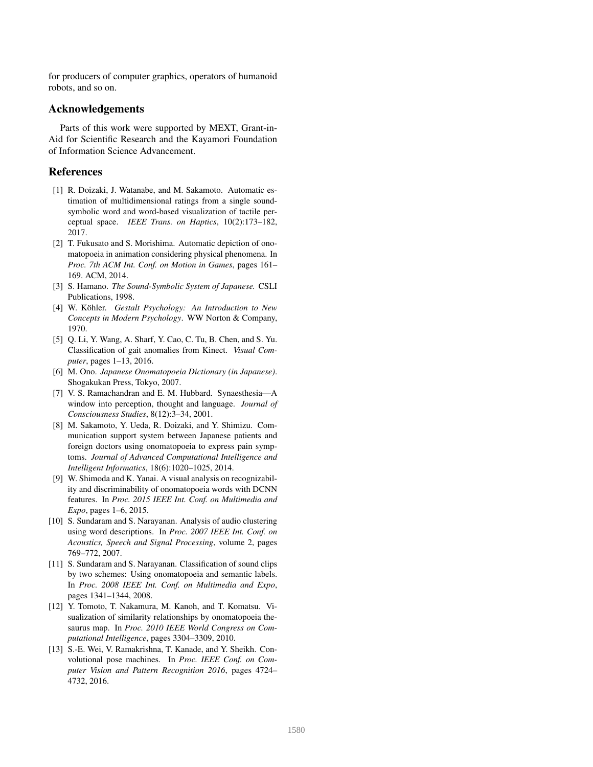for producers of computer graphics, operators of humanoid robots, and so on.

## Acknowledgements

Parts of this work were supported by MEXT, Grant-in-Aid for Scientific Research and the Kayamori Foundation of Information Science Advancement.

## References

[1] R. Doizaki, J. Watanabe, and M. Sakamoto. Automatic estimation of multidimensional ratings from a single sound-symbolic word and word-based visualization of tactile perceptual space. *IEEE Trans. on Haptics*, 10(2):173–182, 2017.

[2] T. Fukusato and S. Morishima. Automatic depiction of onomatopoeia in animation considering physical phenomena. In *Proc. 7th ACM Int. Conf. on Motion in Games*, pages 161–169. ACM, 2014.

[3] S. Hamano. *The Sound-Symbolic System of Japanese.* CSLI Publications, 1998.

[4] W. Köhler. *Gestalt Psychology: An Introduction to New Concepts in Modern Psychology*. WW Norton & Company, 1970.

[5] Q. Li, Y. Wang, A. Sharf, Y. Cao, C. Tu, B. Chen, and S. Yu. Classification of gait anomalies from Kinect. *Visual Computer*, pages 1–13, 2016.

[6] M. Ono. *Japanese Onomatopoeia Dictionary (in Japanese)*. Shogakukan Press, Tokyo, 2007.

[7] V. S. Ramachandran and E. M. Hubbard. Synaesthesia—A window into perception, thought and language. *Journal of Consciousness Studies*, 8(12):3–34, 2001.

[8] M. Sakamoto, Y. Ueda, R. Doizaki, and Y. Shimizu. Communication support system between Japanese patients and foreign doctors using onomatopoeia to express pain symptoms. *Journal of Advanced Computational Intelligence and Intelligent Informatics*, 18(6):1020–1025, 2014.

[9] W. Shimoda and K. Yanai. A visual analysis on recognizability and discriminability of onomatopoeia words with DCNN features. In *Proc. 2015 IEEE Int. Conf. on Multimedia and Expo*, pages 1–6, 2015.

[10] S. Sundaram and S. Narayanan. Analysis of audio clustering using word descriptions. In *Proc. 2007 IEEE Int. Conf. on Acoustics, Speech and Signal Processing*, volume 2, pages 769–772, 2007.

[11] S. Sundaram and S. Narayanan. Classification of sound clips by two schemes: Using onomatopoeia and semantic labels. In *Proc. 2008 IEEE Int. Conf. on Multimedia and Expo*, pages 1341–1344, 2008.

[12] Y. Tomoto, T. Nakamura, M. Kanoh, and T. Komatsu. Visualization of similarity relationships by onomatopoeia thesaurus map. In *Proc. 2010 IEEE World Congress on Computational Intelligence*, pages 3304–3309, 2010.

[13] S.-E. Wei, V. Ramakrishna, T. Kanade, and Y. Sheikh. Convolutional pose machines. In *Proc. IEEE Conf. on Computer Vision and Pattern Recognition 2016*, pages 4724–4732, 2016.